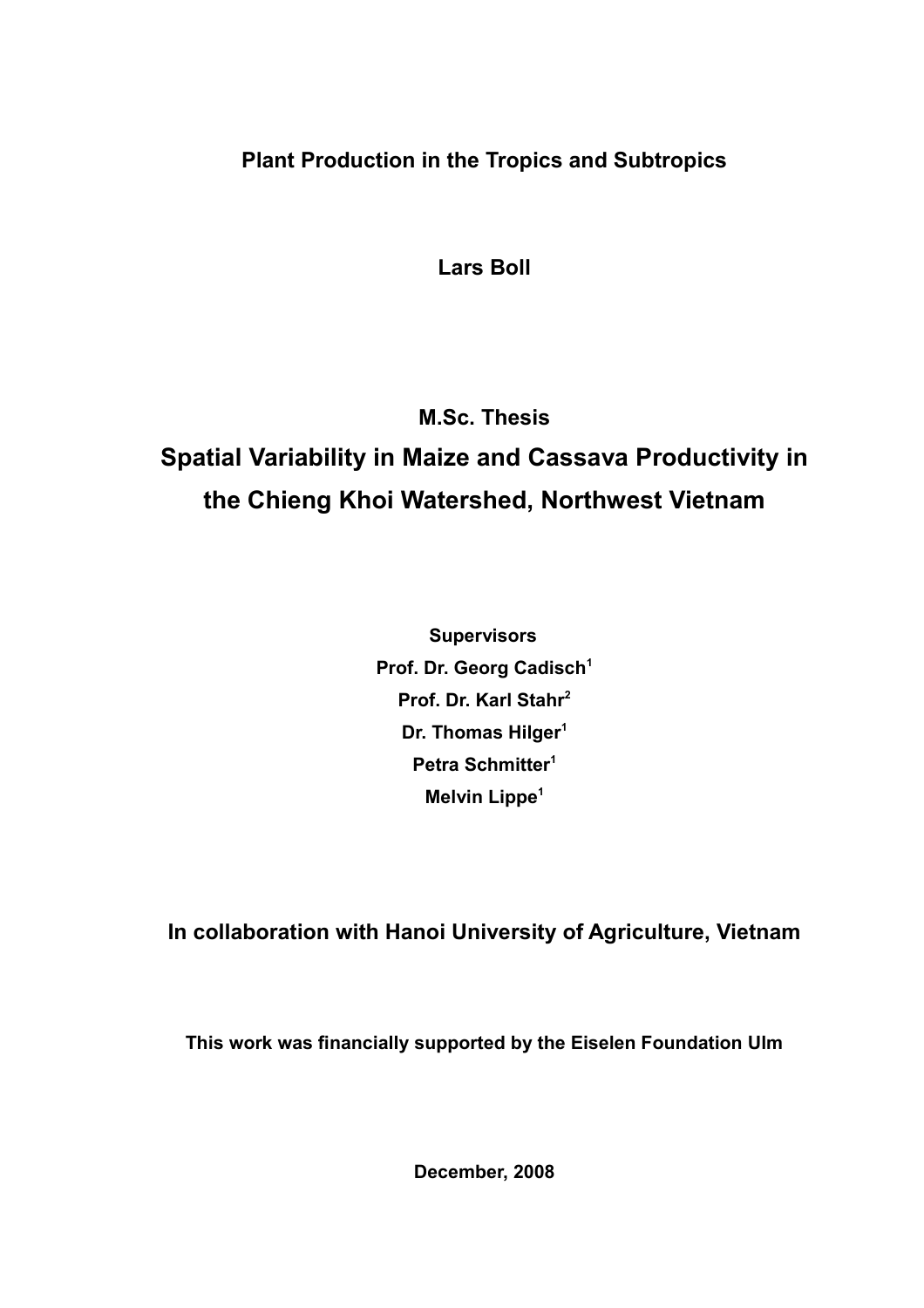**Plant Production in the Tropics and Subtropics**

**Lars Boll**

**M.Sc. Thesis**

# Spatial Variability in Maize and Cassava Productivity in the Chieng Khoi Watershed, Northwest Vietnam

**Supervisors**

**Prof. Dr. Georg Cadisch[1]**

**Prof. Dr. Karl Stahr[2]**

**Dr. Thomas Hilger[1]**

**Petra Schmitter[1]**

**Melvin Lippe[1]**

**In collaboration with Hanoi University of Agriculture, Vietnam**

**This work was financially supported by the Eiselen Foundation Ulm**

**December, 2008**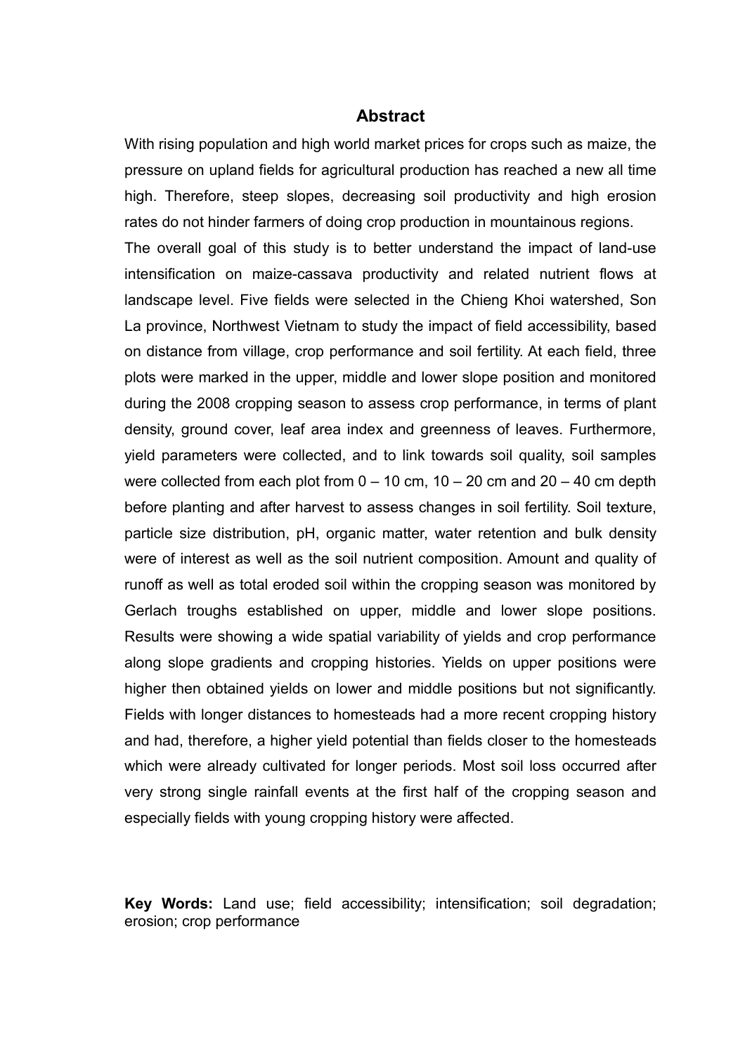## Abstract

With rising population and high world market prices for crops such as maize, the pressure on upland fields for agricultural production has reached a new all time high. Therefore, steep slopes, decreasing soil productivity and high erosion rates do not hinder farmers of doing crop production in mountainous regions.

The overall goal of this study is to better understand the impact of land-use intensification on maize-cassava productivity and related nutrient flows at landscape level. Five fields were selected in the Chieng Khoi watershed, Son La province, Northwest Vietnam to study the impact of field accessibility, based on distance from village, crop performance and soil fertility. At each field, three plots were marked in the upper, middle and lower slope position and monitored during the 2008 cropping season to assess crop performance, in terms of plant density, ground cover, leaf area index and greenness of leaves. Furthermore, yield parameters were collected, and to link towards soil quality, soil samples were collected from each plot from 0 – 10 cm, 10 – 20 cm and 20 – 40 cm depth before planting and after harvest to assess changes in soil fertility. Soil texture, particle size distribution, pH, organic matter, water retention and bulk density were of interest as well as the soil nutrient composition. Amount and quality of runoff as well as total eroded soil within the cropping season was monitored by Gerlach troughs established on upper, middle and lower slope positions. Results were showing a wide spatial variability of yields and crop performance along slope gradients and cropping histories. Yields on upper positions were higher then obtained yields on lower and middle positions but not significantly. Fields with longer distances to homesteads had a more recent cropping history and had, therefore, a higher yield potential than fields closer to the homesteads which were already cultivated for longer periods. Most soil loss occurred after very strong single rainfall events at the first half of the cropping season and especially fields with young cropping history were affected.

**Key Words:** Land use; field accessibility; intensification; soil degradation; erosion; crop performance